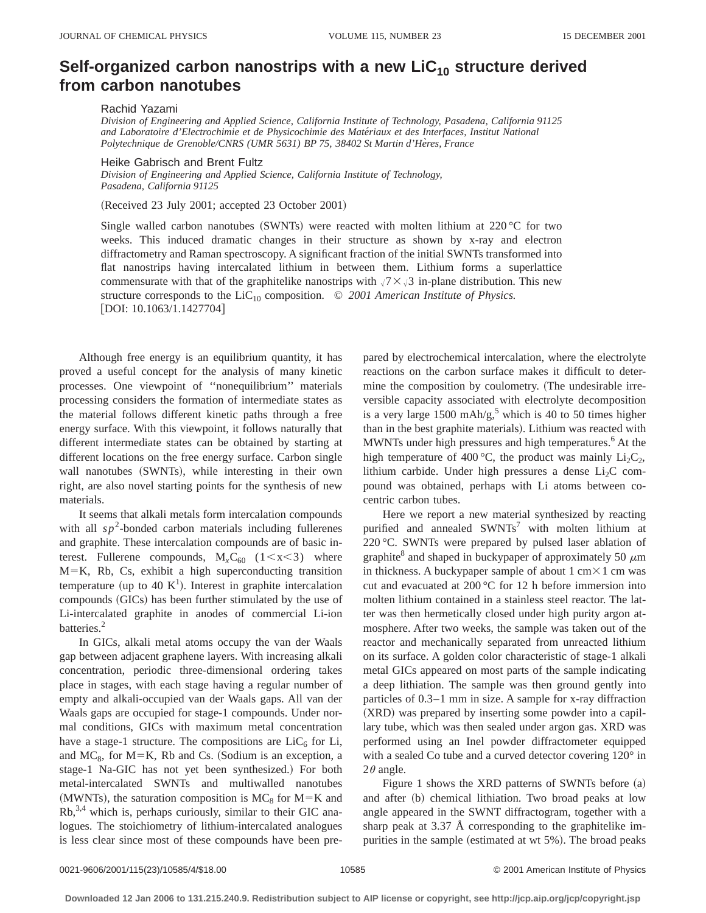# Self-organized carbon nanostrips with a new $LiC_{10}$ structure derived from carbon nanotubes

Rachid Yazami

*Division of Engineering and Applied Science, California Institute of Technology, Pasadena, California 91125 and Laboratoire d'Electrochimie et de Physicochimie des Matériaux et des Interfaces, Institut National Polytechnique de Grenoble/CNRS (UMR 5631) BP 75, 38402 St Martin d'Hères, France*

Heike Gabrisch and Brent Fultz

*Division of Engineering and Applied Science, California Institute of Technology, Pasadena, California 91125*

(Received 23 July 2001; accepted 23 October 2001)

Single walled carbon nanotubes (SWNTs) were reacted with molten lithium at 220 °C for two weeks. This induced dramatic changes in their structure as shown by x-ray and electron diffractometry and Raman spectroscopy. A significant fraction of the initial SWNTs transformed into flat nanostrips having intercalated lithium in between them. Lithium forms a superlattice commensurate with that of the graphitelike nanostrips with $\sqrt{7}\times\sqrt{3}$ in-plane distribution. This new structure corresponds to the $LiC_{10}$ composition. © *2001 American Institute of Physics.* [DOI: 10.1063/1.1427704]

Although free energy is an equilibrium quantity, it has proved a useful concept for the analysis of many kinetic processes. One viewpoint of "nonequilibrium" materials processing considers the formation of intermediate states as the material follows different kinetic paths through a free energy surface. With this viewpoint, it follows naturally that different intermediate states can be obtained by starting at different locations on the free energy surface. Carbon single wall nanotubes (SWNTs), while interesting in their own right, are also novel starting points for the synthesis of new materials.

It seems that alkali metals form intercalation compounds with all $sp^2$-bonded carbon materials including fullerenes and graphite. These intercalation compounds are of basic interest. Fullerene compounds, $M_xC_{60}$ $(1<x<3)$ where M=K, Rb, Cs, exhibit a high superconducting transition temperature (up to 40 K[1]). Interest in graphite intercalation compounds (GICs) has been further stimulated by the use of Li-intercalated graphite in anodes of commercial Li-ion batteries.[2]

In GICs, alkali metal atoms occupy the van der Waals gap between adjacent graphene layers. With increasing alkali concentration, periodic three-dimensional ordering takes place in stages, with each stage having a regular number of empty and alkali-occupied van der Waals gaps. All van der Waals gaps are occupied for stage-1 compounds. Under normal conditions, GICs with maximum metal concentration have a stage-1 structure. The compositions are $LiC_6$ for Li, and $MC_8$, for M=K, Rb and Cs. (Sodium is an exception, a stage-1 Na-GIC has not yet been synthesized.) For both metal-intercalated SWNTs and multiwalled nanotubes (MWNTs), the saturation composition is $MC_8$ for M=K and Rb,[3,4] which is, perhaps curiously, similar to their GIC analogues. The stoichiometry of lithium-intercalated analogues is less clear since most of these compounds have been prepared by electrochemical intercalation, where the electrolyte reactions on the carbon surface makes it difficult to determine the composition by coulometry. (The undesirable irreversible capacity associated with electrolyte decomposition is a very large 1500 mAh/g,[5] which is 40 to 50 times higher than in the best graphite materials). Lithium was reacted with MWNTs under high pressures and high temperatures.[6] At the high temperature of 400 °C, the product was mainly $Li_2C_2$, lithium carbide. Under high pressures a dense $Li_2C$ compound was obtained, perhaps with Li atoms between co-centric carbon tubes.

Here we report a new material synthesized by reacting purified and annealed SWNTs[7] with molten lithium at 220 °C. SWNTs were prepared by pulsed laser ablation of graphite[8] and shaped in buckypaper of approximately 50 $\mu$m in thickness. A buckypaper sample of about 1 cm×1 cm was cut and evacuated at 200 °C for 12 h before immersion into molten lithium contained in a stainless steel reactor. The latter was then hermetically closed under high purity argon atmosphere. After two weeks, the sample was taken out of the reactor and mechanically separated from unreacted lithium on its surface. A golden color characteristic of stage-1 alkali metal GICs appeared on most parts of the sample indicating a deep lithiation. The sample was then ground gently into particles of 0.3–1 mm in size. A sample for x-ray diffraction (XRD) was prepared by inserting some powder into a capillary tube, which was then sealed under argon gas. XRD was performed using an Inel powder diffractometer equipped with a sealed Co tube and a curved detector covering 120° in $2\theta$ angle.

Figure 1 shows the XRD patterns of SWNTs before (a) and after (b) chemical lithiation. Two broad peaks at low angle appeared in the SWNT diffractogram, together with a sharp peak at 3.37 Å corresponding to the graphitelike impurities in the sample (estimated at wt 5%). The broad peaks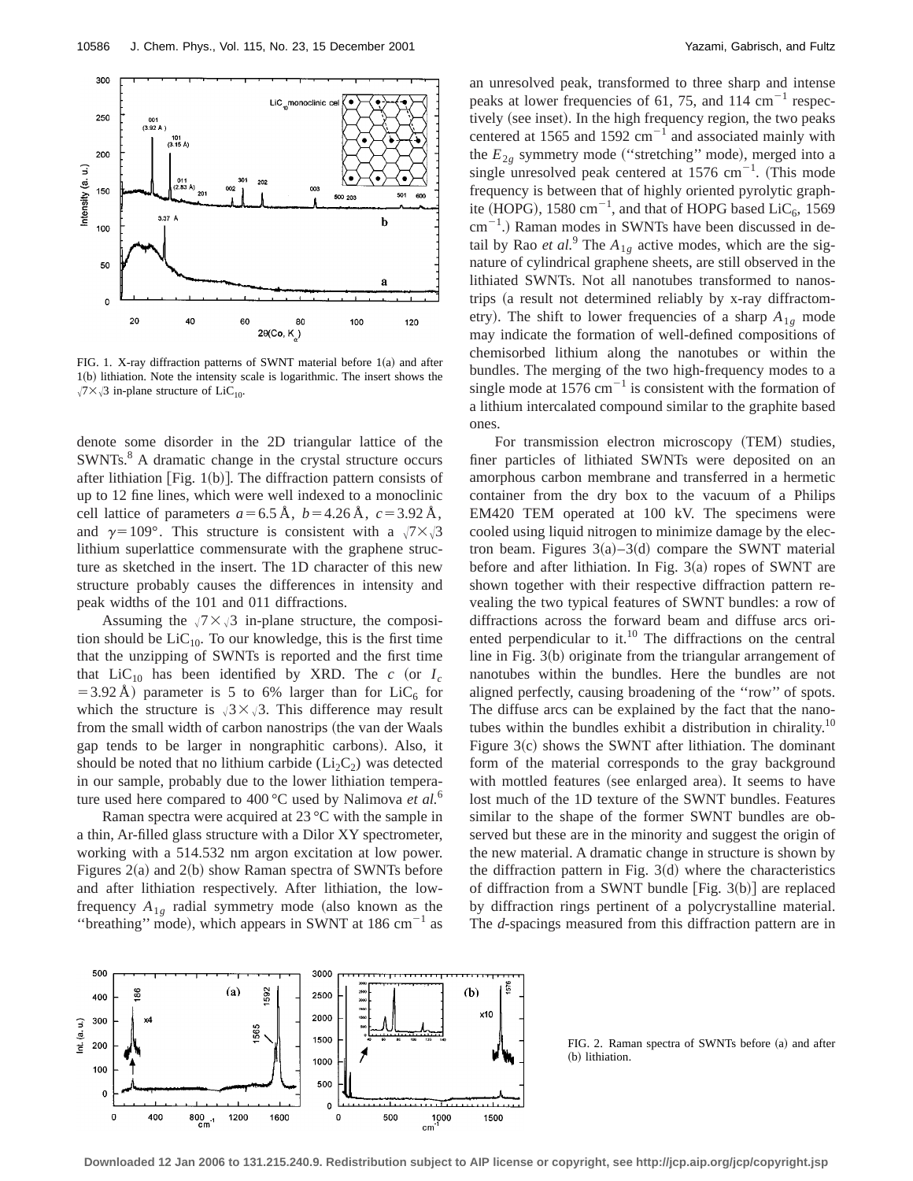FIG. 1. X-ray diffraction patterns of SWNT material before 1(a) and after 1(b) lithiation. Note the intensity scale is logarithmic. The insert shows the $\sqrt{7}\times\sqrt{3}$ in-plane structure of $LiC_{10}$.

denote some disorder in the 2D triangular lattice of the SWNTs.[8] A dramatic change in the crystal structure occurs after lithiation [Fig. 1(b)]. The diffraction pattern consists of up to 12 fine lines, which were well indexed to a monoclinic cell lattice of parameters $a=6.5$ Å, $b=4.26$ Å, $c=3.92$ Å, and $\gamma=109°$. This structure is consistent with a $\sqrt{7}\times\sqrt{3}$ lithium superlattice commensurate with the graphene structure as sketched in the insert. The 1D character of this new structure probably causes the differences in intensity and peak widths of the 101 and 011 diffractions.

Assuming the $\sqrt{7}\times\sqrt{3}$ in-plane structure, the composition should be $LiC_{10}$. To our knowledge, this is the first time that the unzipping of SWNTs is reported and the first time that $LiC_{10}$ has been identified by XRD. The $c$ (or $I_c$ $=3.92$ Å) parameter is 5 to 6% larger than for $LiC_6$ for which the structure is $\sqrt{3}\times\sqrt{3}$. This difference may result from the small width of carbon nanostrips (the van der Waals gap tends to be larger in nongraphitic carbons). Also, it should be noted that no lithium carbide ($Li_2C_2$) was detected in our sample, probably due to the lower lithiation temperature used here compared to 400 °C used by Nalimova *et al.*[6]

Raman spectra were acquired at 23 °C with the sample in a thin, Ar-filled glass structure with a Dilor XY spectrometer, working with a 514.532 nm argon excitation at low power. Figures 2(a) and 2(b) show Raman spectra of SWNTs before and after lithiation respectively. After lithiation, the low-frequency $A_{1g}$ radial symmetry mode (also known as the "breathing" mode), which appears in SWNT at 186 $cm^{-1}$ as an unresolved peak, transformed to three sharp and intense peaks at lower frequencies of 61, 75, and 114 $cm^{-1}$ respectively (see inset). In the high frequency region, the two peaks centered at 1565 and 1592 $cm^{-1}$ and associated mainly with the $E_{2g}$ symmetry mode ("stretching" mode), merged into a single unresolved peak centered at 1576 $cm^{-1}$. (This mode frequency is between that of highly oriented pyrolytic graphite (HOPG), 1580 $cm^{-1}$, and that of HOPG based $LiC_6$, 1569 $cm^{-1}$.) Raman modes in SWNTs have been discussed in detail by Rao *et al.*[9] The $A_{1g}$ active modes, which are the signature of cylindrical graphene sheets, are still observed in the lithiated SWNTs. Not all nanotubes transformed to nanostrips (a result not determined reliably by x-ray diffractometry). The shift to lower frequencies of a sharp $A_{1g}$ mode may indicate the formation of well-defined compositions of chemisorbed lithium along the nanotubes or within the bundles. The merging of the two high-frequency modes to a single mode at 1576 $cm^{-1}$ is consistent with the formation of a lithium intercalated compound similar to the graphite based ones.

For transmission electron microscopy (TEM) studies, finer particles of lithiated SWNTs were deposited on an amorphous carbon membrane and transferred in a hermetic container from the dry box to the vacuum of a Philips EM420 TEM operated at 100 kV. The specimens were cooled using liquid nitrogen to minimize damage by the electron beam. Figures 3(a)–3(d) compare the SWNT material before and after lithiation. In Fig. 3(a) ropes of SWNT are shown together with their respective diffraction pattern revealing the two typical features of SWNT bundles: a row of diffractions across the forward beam and diffuse arcs oriented perpendicular to it.[10] The diffractions on the central line in Fig. 3(b) originate from the triangular arrangement of nanotubes within the bundles. Here the bundles are not aligned perfectly, causing broadening of the "row" of spots. The diffuse arcs can be explained by the fact that the nanotubes within the bundles exhibit a distribution in chirality.[10] Figure 3(c) shows the SWNT after lithiation. The dominant form of the material corresponds to the gray background with mottled features (see enlarged area). It seems to have lost much of the 1D texture of the SWNT bundles. Features similar to the shape of the former SWNT bundles are observed but these are in the minority and suggest the origin of the new material. A dramatic change in structure is shown by the diffraction pattern in Fig. 3(d) where the characteristics of diffraction from a SWNT bundle [Fig. 3(b)] are replaced by diffraction rings pertinent of a polycrystalline material. The *d*-spacings measured from this diffraction pattern are in

FIG. 2. Raman spectra of SWNTs before (a) and after (b) lithiation.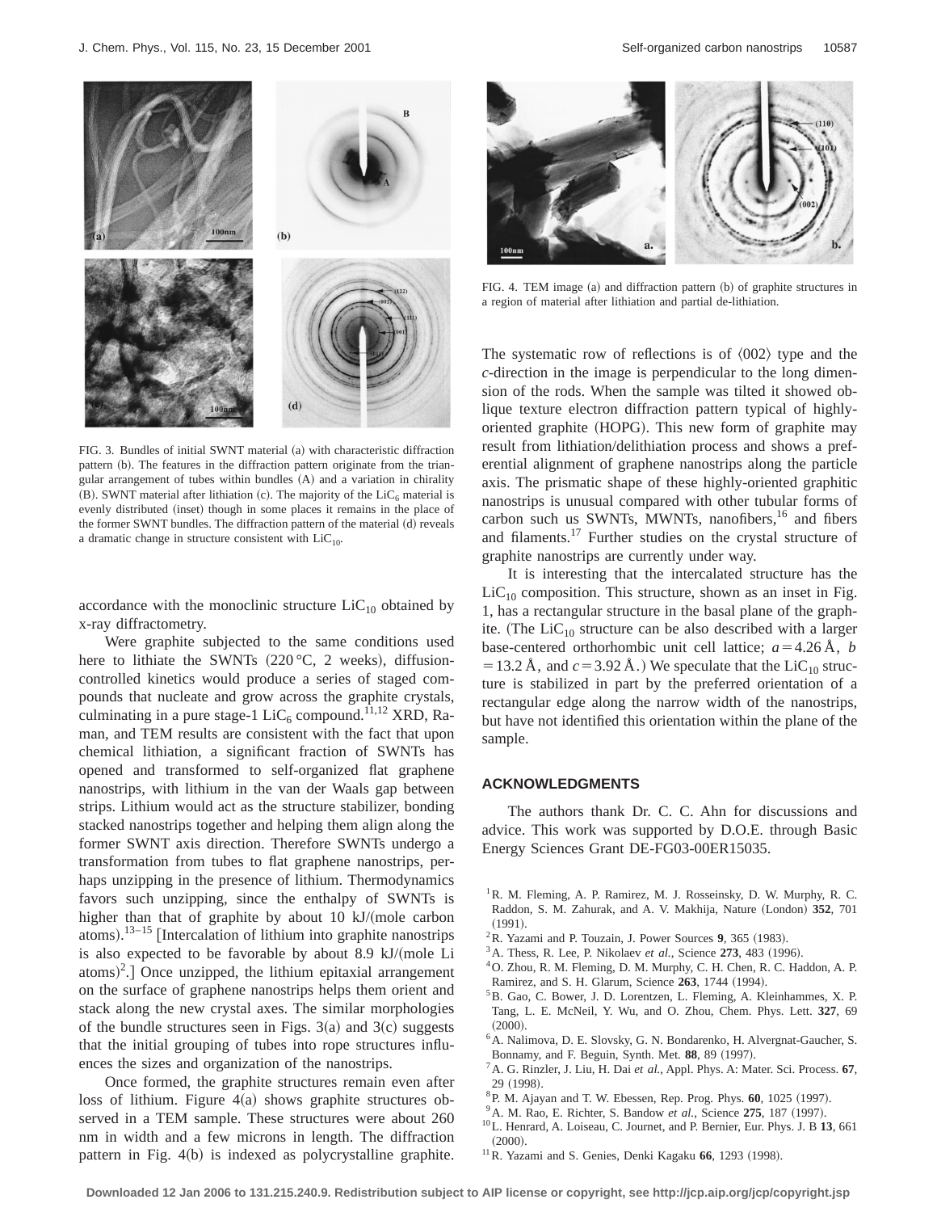FIG. 3. Bundles of initial SWNT material (a) with characteristic diffraction pattern (b). The features in the diffraction pattern originate from the triangular arrangement of tubes within bundles (A) and a variation in chirality (B). SWNT material after lithiation (c). The majority of the $LiC_6$ material is evenly distributed (inset) though in some places it remains in the place of the former SWNT bundles. The diffraction pattern of the material (d) reveals a dramatic change in structure consistent with $LiC_{10}$.

accordance with the monoclinic structure $LiC_{10}$ obtained by x-ray diffractometry.

Were graphite subjected to the same conditions used here to lithiate the SWNTs (220 °C, 2 weeks), diffusion-controlled kinetics would produce a series of staged compounds that nucleate and grow across the graphite crystals, culminating in a pure stage-1 $LiC_6$ compound.[11,12] XRD, Raman, and TEM results are consistent with the fact that upon chemical lithiation, a significant fraction of SWNTs has opened and transformed to self-organized flat graphene nanostrips, with lithium in the van der Waals gap between strips. Lithium would act as the structure stabilizer, bonding stacked nanostrips together and helping them align along the former SWNT axis direction. Therefore SWNTs undergo a transformation from tubes to flat graphene nanostrips, perhaps unzipping in the presence of lithium. Thermodynamics favors such unzipping, since the enthalpy of SWNTs is higher than that of graphite by about 10 kJ/(mole carbon atoms).[13–15] [Intercalation of lithium into graphite nanostrips is also expected to be favorable by about 8.9 kJ/(mole Li atoms)[2].] Once unzipped, the lithium epitaxial arrangement on the surface of graphene nanostrips helps them orient and stack along the new crystal axes. The similar morphologies of the bundle structures seen in Figs. 3(a) and 3(c) suggests that the initial grouping of tubes into rope structures influences the sizes and organization of the nanostrips.

Once formed, the graphite structures remain even after loss of lithium. Figure 4(a) shows graphite structures observed in a TEM sample. These structures were about 260 nm in width and a few microns in length. The diffraction pattern in Fig. 4(b) is indexed as polycrystalline graphite.

FIG. 4. TEM image (a) and diffraction pattern (b) of graphite structures in a region of material after lithiation and partial de-lithiation.

The systematic row of reflections is of ⟨002⟩ type and the *c*-direction in the image is perpendicular to the long dimension of the rods. When the sample was tilted it showed oblique texture electron diffraction pattern typical of highly-oriented graphite (HOPG). This new form of graphite may result from lithiation/delithiation process and shows a preferential alignment of graphene nanostrips along the particle axis. The prismatic shape of these highly-oriented graphitic nanostrips is unusual compared with other tubular forms of carbon such us SWNTs, MWNTs, nanofibers,[16] and fibers and filaments.[17] Further studies on the crystal structure of graphite nanostrips are currently under way.

It is interesting that the intercalated structure has the $LiC_{10}$ composition. This structure, shown as an inset in Fig. 1, has a rectangular structure in the basal plane of the graphite. (The $LiC_{10}$ structure can be also described with a larger base-centered orthorhombic unit cell lattice; $a = 4.26$ Å, $b = 13.2$ Å, and $c = 3.92$ Å.) We speculate that the $LiC_{10}$ structure is stabilized in part by the preferred orientation of a rectangular edge along the narrow width of the nanostrips, but have not identified this orientation within the plane of the sample.

## ACKNOWLEDGMENTS

The authors thank Dr. C. C. Ahn for discussions and advice. This work was supported by D.O.E. through Basic Energy Sciences Grant DE-FG03-00ER15035.

[1] R. M. Fleming, A. P. Ramirez, M. J. Rosseinsky, D. W. Murphy, R. C. Raddon, S. M. Zahurak, and A. V. Makhija, Nature (London) **352**, 701 (1991).
[2] R. Yazami and P. Touzain, J. Power Sources **9**, 365 (1983).
[3] A. Thess, R. Lee, P. Nikolaev *et al.*, Science **273**, 483 (1996).
[4] O. Zhou, R. M. Fleming, D. M. Murphy, C. H. Chen, R. C. Haddon, A. P. Ramirez, and S. H. Glarum, Science **263**, 1744 (1994).
[5] B. Gao, C. Bower, J. D. Lorentzen, L. Fleming, A. Kleinhammes, X. P. Tang, L. E. McNeil, Y. Wu, and O. Zhou, Chem. Phys. Lett. **327**, 69 (2000).
[6] A. Nalimova, D. E. Slovsky, G. N. Bondarenko, H. Alvergnat-Gaucher, S. Bonnamy, and F. Beguin, Synth. Met. **88**, 89 (1997).
[7] A. G. Rinzler, J. Liu, H. Dai *et al.*, Appl. Phys. A: Mater. Sci. Process. **67**, 29 (1998).
[8] P. M. Ajayan and T. W. Ebessen, Rep. Prog. Phys. **60**, 1025 (1997).
[9] A. M. Rao, E. Richter, S. Bandow *et al.*, Science **275**, 187 (1997).
[10] L. Henrard, A. Loiseau, C. Journet, and P. Bernier, Eur. Phys. J. B **13**, 661 (2000).
[11] R. Yazami and S. Genies, Denki Kagaku **66**, 1293 (1998).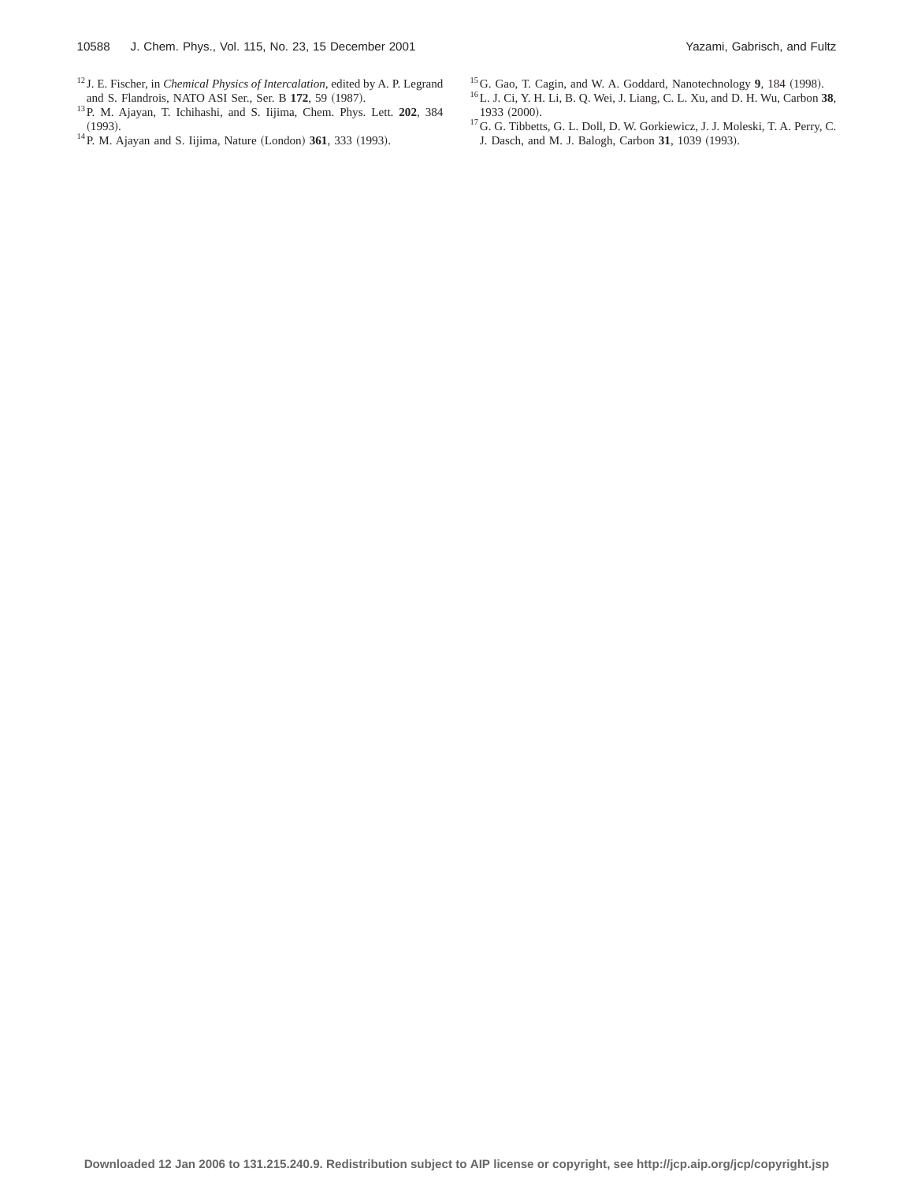[12] J. E. Fischer, in *Chemical Physics of Intercalation*, edited by A. P. Legrand and S. Flandrois, NATO ASI Ser., Ser. B **172**, 59 (1987).

[13] P. M. Ajayan, T. Ichihashi, and S. Iijima, Chem. Phys. Lett. **202**, 384 (1993).

[14] P. M. Ajayan and S. Iijima, Nature (London) **361**, 333 (1993).

[15] G. Gao, T. Cagin, and W. A. Goddard, Nanotechnology **9**, 184 (1998).

[16] L. J. Ci, Y. H. Li, B. Q. Wei, J. Liang, C. L. Xu, and D. H. Wu, Carbon **38**, 1933 (2000).

[17] G. G. Tibbetts, G. L. Doll, D. W. Gorkiewicz, J. J. Moleski, T. A. Perry, C. J. Dasch, and M. J. Balogh, Carbon **31**, 1039 (1993).

Downloaded 12 Jan 2006 to 131.215.240.9. Redistribution subject to AIP license or copyright, see http://jcp.aip.org/jcp/copyright.jsp